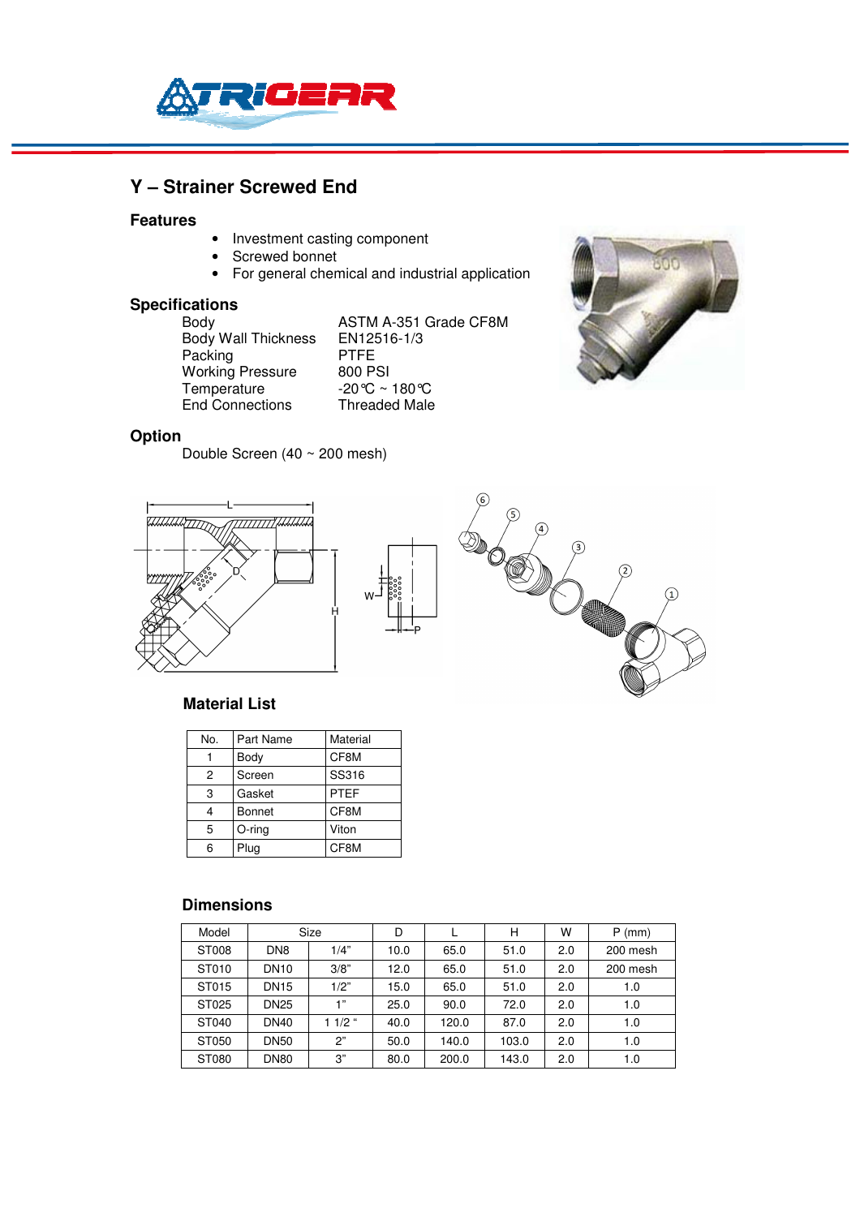# Y – Strainer Screwed End

## Features

- Investment casting component
- Screwed bonnet
- For general chemical and industrial application

## Specifications

| | |
|---|---|
| Body | ASTM A-351 Grade CF8M |
| Body Wall Thickness | EN12516-1/3 |
| Packing | PTFE |
| Working Pressure | 800 PSI |
| Temperature | -20℃ ~ 180℃ |
| End Connections | Threaded Male |

## Option

Double Screen (40 ~ 200 mesh)

## Material List

| No. | Part Name | Material |
|---|---|---|
| 1 | Body | CF8M |
| 2 | Screen | SS316 |
| 3 | Gasket | PTEF |
| 4 | Bonnet | CF8M |
| 5 | O-ring | Viton |
| 6 | Plug | CF8M |

## Dimensions

| Model | Size | | D | L | H | W | P (mm) |
|---|---|---|---|---|---|---|---|
| ST008 | DN8 | 1/4" | 10.0 | 65.0 | 51.0 | 2.0 | 200 mesh |
| ST010 | DN10 | 3/8" | 12.0 | 65.0 | 51.0 | 2.0 | 200 mesh |
| ST015 | DN15 | 1/2" | 15.0 | 65.0 | 51.0 | 2.0 | 1.0 |
| ST025 | DN25 | 1" | 25.0 | 90.0 | 72.0 | 2.0 | 1.0 |
| ST040 | DN40 | 1 1/2 " | 40.0 | 120.0 | 87.0 | 2.0 | 1.0 |
| ST050 | DN50 | 2" | 50.0 | 140.0 | 103.0 | 2.0 | 1.0 |
| ST080 | DN80 | 3" | 80.0 | 200.0 | 143.0 | 2.0 | 1.0 |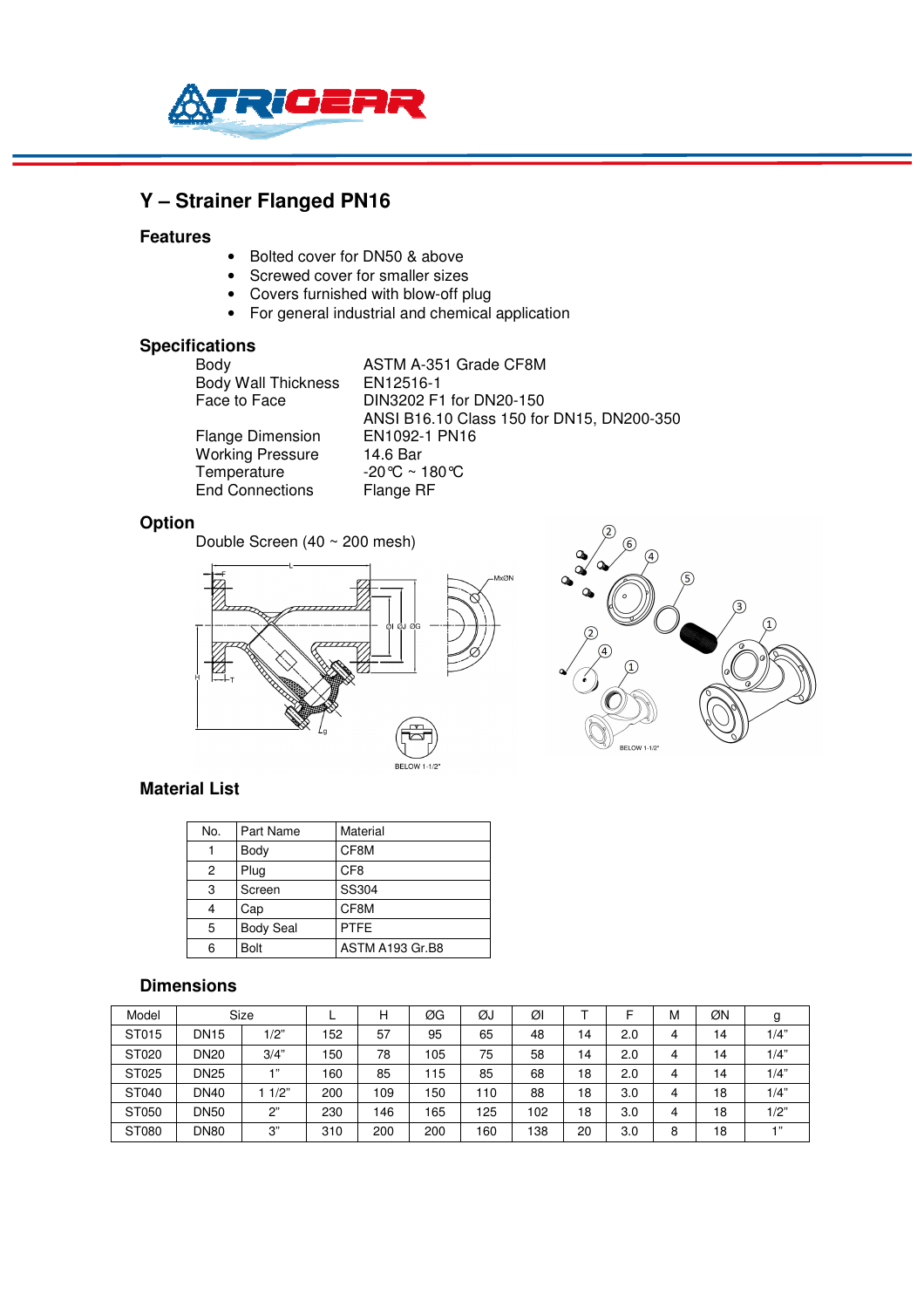# Y – Strainer Flanged PN16

## Features

- Bolted cover for DN50 & above
- Screwed cover for smaller sizes
- Covers furnished with blow-off plug
- For general industrial and chemical application

## Specifications

| | |
|---|---|
| Body | ASTM A-351 Grade CF8M |
| Body Wall Thickness | EN12516-1 |
| Face to Face | DIN3202 F1 for DN20-150 |
| | ANSI B16.10 Class 150 for DN15, DN200-350 |
| Flange Dimension | EN1092-1 PN16 |
| Working Pressure | 14.6 Bar |
| Temperature | -20℃ ~ 180℃ |
| End Connections | Flange RF |

## Option

Double Screen (40 ~ 200 mesh)

## Material List

| No. | Part Name | Material |
|---|---|---|
| 1 | Body | CF8M |
| 2 | Plug | CF8 |
| 3 | Screen | SS304 |
| 4 | Cap | CF8M |
| 5 | Body Seal | PTFE |
| 6 | Bolt | ASTM A193 Gr.B8 |

## Dimensions

| Model | Size | | L | H | ØG | ØJ | ØI | T | F | M | ØN | g |
|---|---|---|---|---|---|---|---|---|---|---|---|---|
| ST015 | DN15 | 1/2" | 152 | 57 | 95 | 65 | 48 | 14 | 2.0 | 4 | 14 | 1/4" |
| ST020 | DN20 | 3/4" | 150 | 78 | 105 | 75 | 58 | 14 | 2.0 | 4 | 14 | 1/4" |
| ST025 | DN25 | 1" | 160 | 85 | 115 | 85 | 68 | 18 | 2.0 | 4 | 14 | 1/4" |
| ST040 | DN40 | 1 1/2" | 200 | 109 | 150 | 110 | 88 | 18 | 3.0 | 4 | 18 | 1/4" |
| ST050 | DN50 | 2" | 230 | 146 | 165 | 125 | 102 | 18 | 3.0 | 4 | 18 | 1/2" |
| ST080 | DN80 | 3" | 310 | 200 | 200 | 160 | 138 | 20 | 3.0 | 8 | 18 | 1" |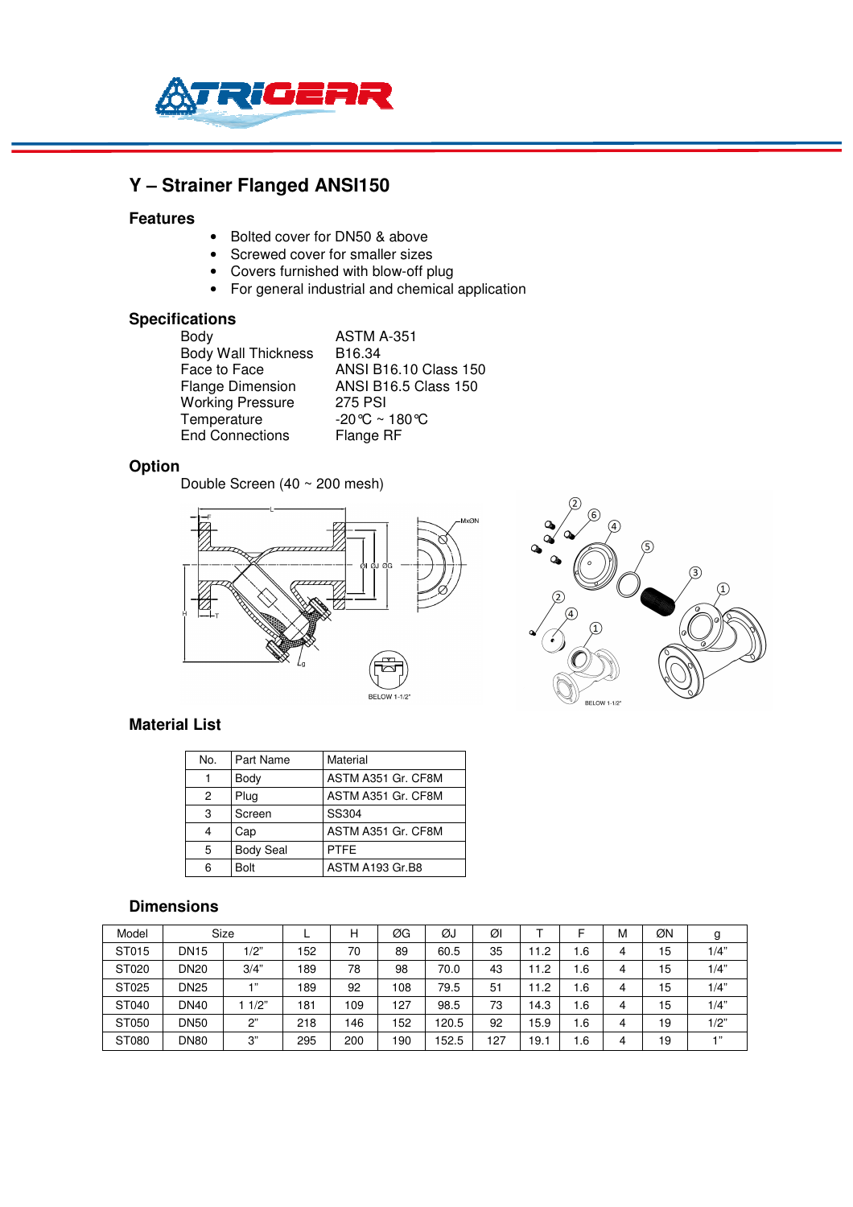# Y – Strainer Flanged ANSI150

## Features

- Bolted cover for DN50 & above
- Screwed cover for smaller sizes
- Covers furnished with blow-off plug
- For general industrial and chemical application

## Specifications

| | |
|---|---|
| Body | ASTM A-351 |
| Body Wall Thickness | B16.34 |
| Face to Face | ANSI B16.10 Class 150 |
| Flange Dimension | ANSI B16.5 Class 150 |
| Working Pressure | 275 PSI |
| Temperature | -20℃ ~ 180℃ |
| End Connections | Flange RF |

## Option

Double Screen (40 ~ 200 mesh)

## Material List

| No. | Part Name | Material |
|---|---|---|
| 1 | Body | ASTM A351 Gr. CF8M |
| 2 | Plug | ASTM A351 Gr. CF8M |
| 3 | Screen | SS304 |
| 4 | Cap | ASTM A351 Gr. CF8M |
| 5 | Body Seal | PTFE |
| 6 | Bolt | ASTM A193 Gr.B8 |

## Dimensions

| Model | Size | | L | H | ØG | ØJ | ØI | T | F | M | ØN | g |
|---|---|---|---|---|---|---|---|---|---|---|---|---|
| ST015 | DN15 | 1/2" | 152 | 70 | 89 | 60.5 | 35 | 11.2 | 1.6 | 4 | 15 | 1/4" |
| ST020 | DN20 | 3/4" | 189 | 78 | 98 | 70.0 | 43 | 11.2 | 1.6 | 4 | 15 | 1/4" |
| ST025 | DN25 | 1" | 189 | 92 | 108 | 79.5 | 51 | 11.2 | 1.6 | 4 | 15 | 1/4" |
| ST040 | DN40 | 1 1/2" | 181 | 109 | 127 | 98.5 | 73 | 14.3 | 1.6 | 4 | 15 | 1/4" |
| ST050 | DN50 | 2" | 218 | 146 | 152 | 120.5 | 92 | 15.9 | 1.6 | 4 | 19 | 1/2" |
| ST080 | DN80 | 3" | 295 | 200 | 190 | 152.5 | 127 | 19.1 | 1.6 | 4 | 19 | 1" |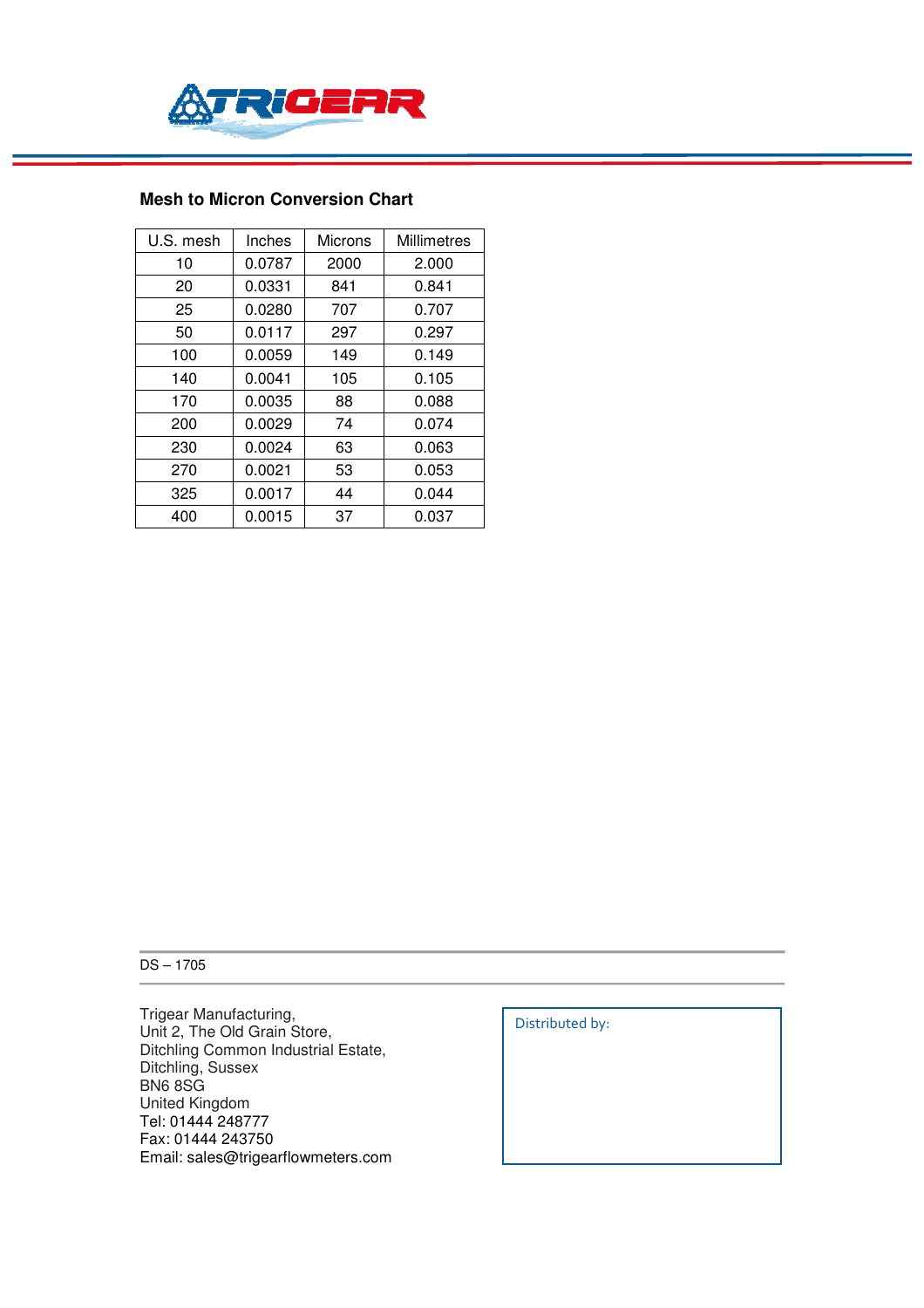## Mesh to Micron Conversion Chart

| U.S. mesh | Inches | Microns | Millimetres |
|---|---|---|---|
| 10 | 0.0787 | 2000 | 2.000 |
| 20 | 0.0331 | 841 | 0.841 |
| 25 | 0.0280 | 707 | 0.707 |
| 50 | 0.0117 | 297 | 0.297 |
| 100 | 0.0059 | 149 | 0.149 |
| 140 | 0.0041 | 105 | 0.105 |
| 170 | 0.0035 | 88 | 0.088 |
| 200 | 0.0029 | 74 | 0.074 |
| 230 | 0.0024 | 63 | 0.063 |
| 270 | 0.0021 | 53 | 0.053 |
| 325 | 0.0017 | 44 | 0.044 |
| 400 | 0.0015 | 37 | 0.037 |

DS – 1705

Trigear Manufacturing,
Unit 2, The Old Grain Store,
Ditchling Common Industrial Estate,
Ditchling, Sussex
BN6 8SG
United Kingdom
Tel: 01444 248777
Fax: 01444 243750
Email: sales@trigearflowmeters.com

Distributed by: